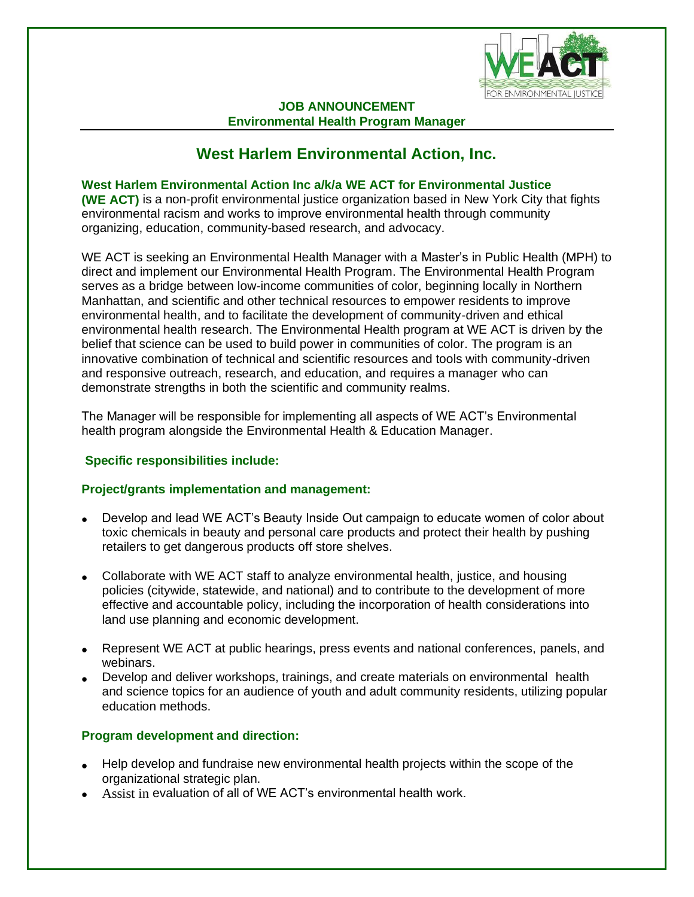**JOB ANNOUNCEMENT**
**Environmental Health Program Manager**

# West Harlem Environmental Action, Inc.

**West Harlem Environmental Action Inc a/k/a WE ACT for Environmental Justice (WE ACT)** is a non-profit environmental justice organization based in New York City that fights environmental racism and works to improve environmental health through community organizing, education, community-based research, and advocacy.

WE ACT is seeking an Environmental Health Manager with a Master's in Public Health (MPH) to direct and implement our Environmental Health Program. The Environmental Health Program serves as a bridge between low-income communities of color, beginning locally in Northern Manhattan, and scientific and other technical resources to empower residents to improve environmental health, and to facilitate the development of community-driven and ethical environmental health research. The Environmental Health program at WE ACT is driven by the belief that science can be used to build power in communities of color. The program is an innovative combination of technical and scientific resources and tools with community-driven and responsive outreach, research, and education, and requires a manager who can demonstrate strengths in both the scientific and community realms.

The Manager will be responsible for implementing all aspects of WE ACT's Environmental health program alongside the Environmental Health & Education Manager.

### Specific responsibilities include:

### Project/grants implementation and management:

- Develop and lead WE ACT's Beauty Inside Out campaign to educate women of color about toxic chemicals in beauty and personal care products and protect their health by pushing retailers to get dangerous products off store shelves.
- Collaborate with WE ACT staff to analyze environmental health, justice, and housing policies (citywide, statewide, and national) and to contribute to the development of more effective and accountable policy, including the incorporation of health considerations into land use planning and economic development.
- Represent WE ACT at public hearings, press events and national conferences, panels, and webinars.
- Develop and deliver workshops, trainings, and create materials on environmental health and science topics for an audience of youth and adult community residents, utilizing popular education methods.

### Program development and direction:

- Help develop and fundraise new environmental health projects within the scope of the organizational strategic plan.
- Assist in evaluation of all of WE ACT's environmental health work.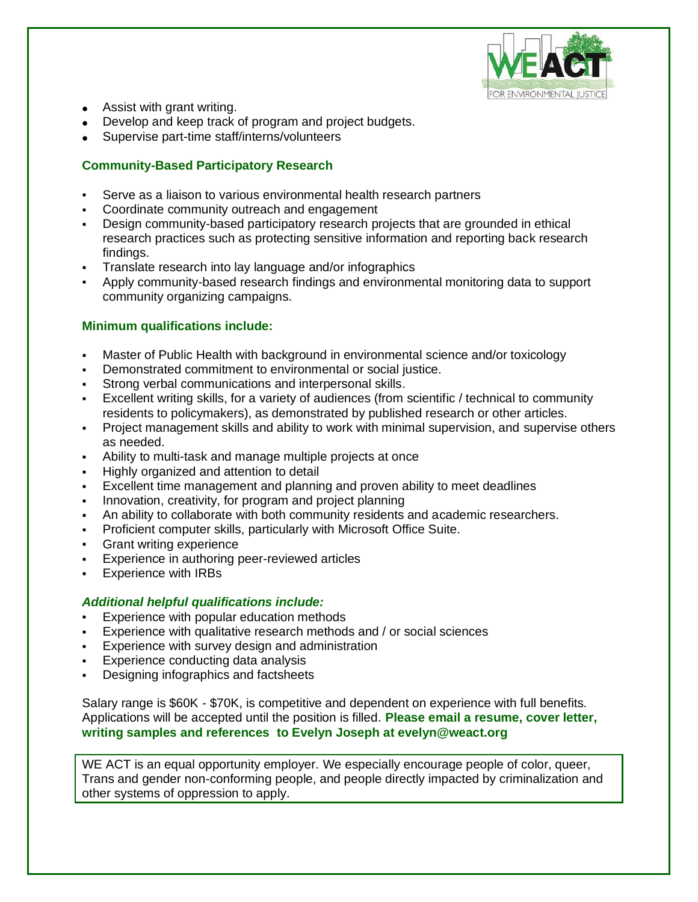- Assist with grant writing.
- Develop and keep track of program and project budgets.
- Supervise part-time staff/interns/volunteers

**Community-Based Participatory Research**

- Serve as a liaison to various environmental health research partners
- Coordinate community outreach and engagement
- Design community-based participatory research projects that are grounded in ethical research practices such as protecting sensitive information and reporting back research findings.
- Translate research into lay language and/or infographics
- Apply community-based research findings and environmental monitoring data to support community organizing campaigns.

**Minimum qualifications include:**

- Master of Public Health with background in environmental science and/or toxicology
- Demonstrated commitment to environmental or social justice.
- Strong verbal communications and interpersonal skills.
- Excellent writing skills, for a variety of audiences (from scientific / technical to community residents to policymakers), as demonstrated by published research or other articles.
- Project management skills and ability to work with minimal supervision, and supervise others as needed.
- Ability to multi-task and manage multiple projects at once
- Highly organized and attention to detail
- Excellent time management and planning and proven ability to meet deadlines
- Innovation, creativity, for program and project planning
- An ability to collaborate with both community residents and academic researchers.
- Proficient computer skills, particularly with Microsoft Office Suite.
- Grant writing experience
- Experience in authoring peer-reviewed articles
- Experience with IRBs

***Additional helpful qualifications include:***

- Experience with popular education methods
- Experience with qualitative research methods and / or social sciences
- Experience with survey design and administration
- Experience conducting data analysis
- Designing infographics and factsheets

Salary range is $60K - $70K, is competitive and dependent on experience with full benefits. Applications will be accepted until the position is filled. **Please email a resume, cover letter, writing samples and references to Evelyn Joseph at evelyn@weact.org**

WE ACT is an equal opportunity employer. We especially encourage people of color, queer, Trans and gender non-conforming people, and people directly impacted by criminalization and other systems of oppression to apply.